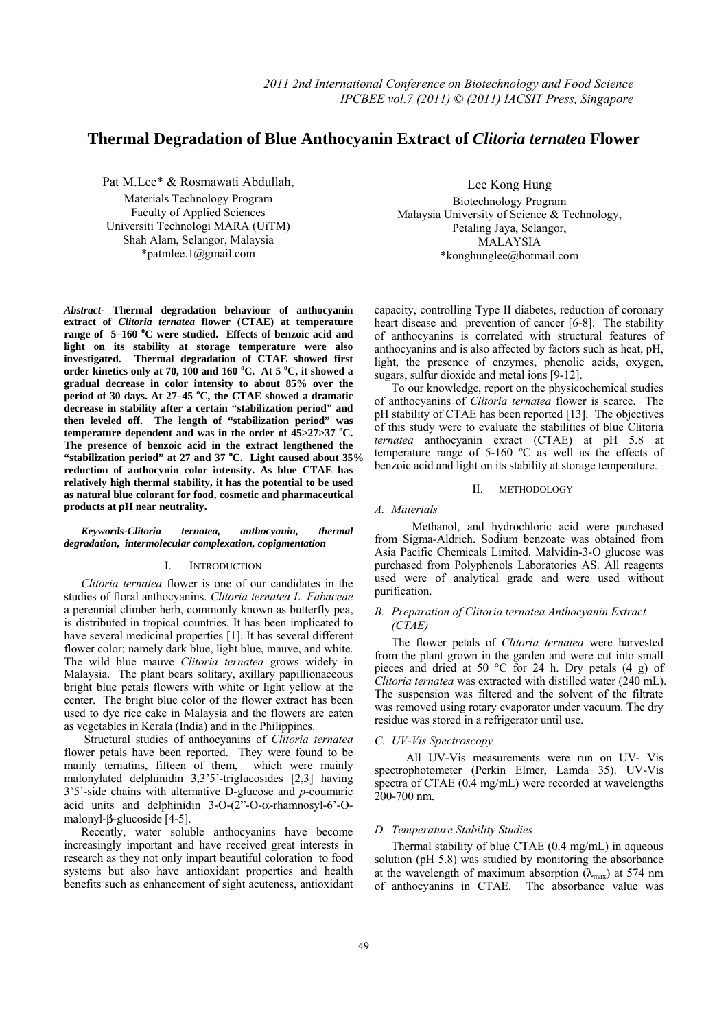# Thermal Degradation of Blue Anthocyanin Extract of *Clitoria ternatea* Flower

Pat M.Lee* & Rosmawati Abdullah,
Materials Technology Program
Faculty of Applied Sciences
Universiti Technologi MARA (UiTM)
Shah Alam, Selangor, Malaysia
*patmlee.1@gmail.com

Lee Kong Hung
Biotechnology Program
Malaysia University of Science & Technology,
Petaling Jaya, Selangor,
MALAYSIA
*konghunglee@hotmail.com

***Abstract*- Thermal degradation behaviour of anthocyanin extract of *Clitoria ternatea* flower (CTAE) at temperature range of 5–160 °C were studied. Effects of benzoic acid and light on its stability at storage temperature were also investigated. Thermal degradation of CTAE showed first order kinetics only at 70, 100 and 160 °C. At 5 °C, it showed a gradual decrease in color intensity to about 85% over the period of 30 days. At 27–45 °C, the CTAE showed a dramatic decrease in stability after a certain "stabilization period" and then leveled off. The length of "stabilization period" was temperature dependent and was in the order of 45>27>37 °C. The presence of benzoic acid in the extract lengthened the "stabilization period" at 27 and 37 °C. Light caused about 35% reduction of anthocynin color intensity. As blue CTAE has relatively high thermal stability, it has the potential to be used as natural blue colorant for food, cosmetic and pharmaceutical products at pH near neutrality.**

***Keywords-Clitoria ternatea, anthocyanin, thermal degradation, intermolecular complexation, copigmentation***

## I. INTRODUCTION

*Clitoria ternatea* flower is one of our candidates in the studies of floral anthocyanins. *Clitoria ternatea L. Fabaceae* a perennial climber herb, commonly known as butterfly pea, is distributed in tropical countries. It has been implicated to have several medicinal properties [1]. It has several different flower color; namely dark blue, light blue, mauve, and white. The wild blue mauve *Clitoria ternatea* grows widely in Malaysia. The plant bears solitary, axillary papillionaceous bright blue petals flowers with white or light yellow at the center. The bright blue color of the flower extract has been used to dye rice cake in Malaysia and the flowers are eaten as vegetables in Kerala (India) and in the Philippines.

Structural studies of anthocyanins of *Clitoria ternatea* flower petals have been reported. They were found to be mainly ternatins, fifteen of them, which were mainly malonylated delphinidin 3,3'5'-triglucosides [2,3] having 3'5'-side chains with alternative D-glucose and *p*-coumaric acid units and delphinidin 3-O-(2"-O-α-rhamnosyl-6'-O-malonyl-β-glucoside [4-5].

Recently, water soluble anthocyanins have become increasingly important and have received great interests in research as they not only impart beautiful coloration to food systems but also have antioxidant properties and health benefits such as enhancement of sight acuteness, antioxidant capacity, controlling Type II diabetes, reduction of coronary heart disease and prevention of cancer [6-8]. The stability of anthocyanins is correlated with structural features of anthocyanins and is also affected by factors such as heat, pH, light, the presence of enzymes, phenolic acids, oxygen, sugars, sulfur dioxide and metal ions [9-12].

To our knowledge, report on the physicochemical studies of anthocyanins of *Clitoria ternatea* flower is scarce. The pH stability of CTAE has been reported [13]. The objectives of this study were to evaluate the stabilities of blue Clitoria *ternatea* anthocyanin exract (CTAE) at pH 5.8 at temperature range of 5-160 °C as well as the effects of benzoic acid and light on its stability at storage temperature.

## II. METHODOLOGY

### *A. Materials*

Methanol, and hydrochloric acid were purchased from Sigma-Aldrich. Sodium benzoate was obtained from Asia Pacific Chemicals Limited. Malvidin-3-O glucose was purchased from Polyphenols Laboratories AS. All reagents used were of analytical grade and were used without purification.

### *B. Preparation of Clitoria ternatea Anthocyanin Extract (CTAE)*

The flower petals of *Clitoria ternatea* were harvested from the plant grown in the garden and were cut into small pieces and dried at 50 °C for 24 h. Dry petals (4 g) of *Clitoria ternatea* was extracted with distilled water (240 mL). The suspension was filtered and the solvent of the filtrate was removed using rotary evaporator under vacuum. The dry residue was stored in a refrigerator until use.

### *C. UV-Vis Spectroscopy*

All UV-Vis measurements were run on UV- Vis spectrophotometer (Perkin Elmer, Lamda 35). UV-Vis spectra of CTAE (0.4 mg/mL) were recorded at wavelengths 200-700 nm.

### *D. Temperature Stability Studies*

Thermal stability of blue CTAE (0.4 mg/mL) in aqueous solution (pH 5.8) was studied by monitoring the absorbance at the wavelength of maximum absorption ($\lambda_{max}$) at 574 nm of anthocyanins in CTAE. The absorbance value was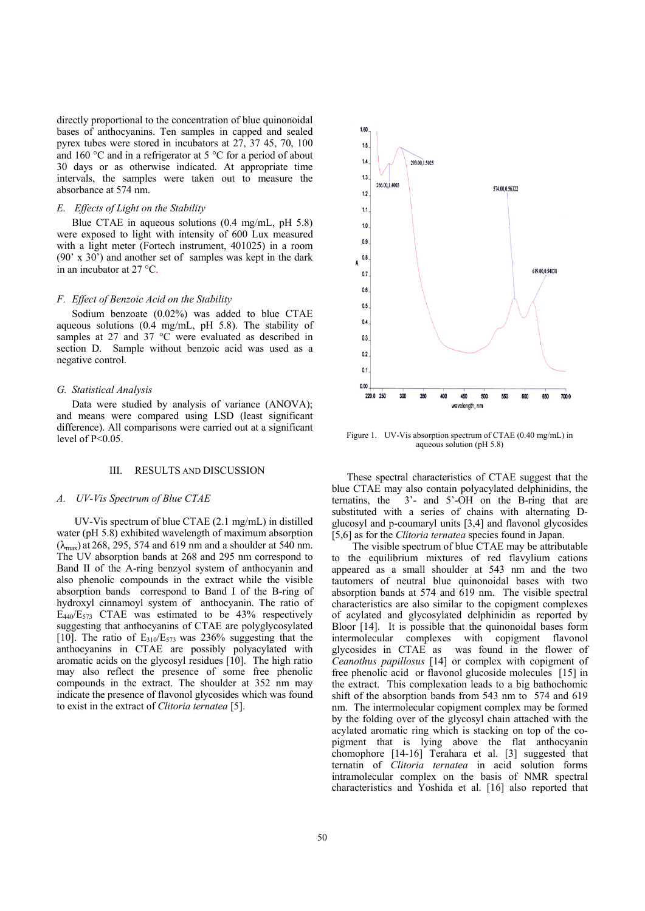directly proportional to the concentration of blue quinonoidal bases of anthocyanins. Ten samples in capped and sealed pyrex tubes were stored in incubators at 27, 37 45, 70, 100 and 160 °C and in a refrigerator at 5 °C for a period of about 30 days or as otherwise indicated. At appropriate time intervals, the samples were taken out to measure the absorbance at 574 nm.

### E. *Effects of Light on the Stability*

Blue CTAE in aqueous solutions (0.4 mg/mL, pH 5.8) were exposed to light with intensity of 600 Lux measured with a light meter (Fortech instrument, 401025) in a room (90' x 30') and another set of samples was kept in the dark in an incubator at 27 °C.

### F. *Effect of Benzoic Acid on the Stability*

Sodium benzoate (0.02%) was added to blue CTAE aqueous solutions (0.4 mg/mL, pH 5.8). The stability of samples at 27 and 37 °C were evaluated as described in section D. Sample without benzoic acid was used as a negative control.

### G. *Statistical Analysis*

Data were studied by analysis of variance (ANOVA); and means were compared using LSD (least significant difference). All comparisons were carried out at a significant level of $P<0.05$.

## III. RESULTS AND DISCUSSION

### A. *UV-Vis Spectrum of Blue CTAE*

UV-Vis spectrum of blue CTAE (2.1 mg/mL) in distilled water (pH 5.8) exhibited wavelength of maximum absorption ($\lambda_{max}$) at 268, 295, 574 and 619 nm and a shoulder at 540 nm. The UV absorption bands at 268 and 295 nm correspond to Band II of the A-ring benzyol system of anthocyanin and also phenolic compounds in the extract while the visible absorption bands correspond to Band I of the B-ring of hydroxyl cinnamoyl system of anthocyanin. The ratio of $E_{440}/E_{573}$ CTAE was estimated to be 43% respectively suggesting that anthocyanins of CTAE are polyglycosylated [10]. The ratio of $E_{310}/E_{573}$ was 236% suggesting that the anthocyanins in CTAE are possibly polyacylated with aromatic acids on the glycosyl residues [10]. The high ratio may also reflect the presence of some free phenolic compounds in the extract. The shoulder at 352 nm may indicate the presence of flavonol glycosides which was found to exist in the extract of *Clitoria ternatea* [5].

Figure 1. UV-Vis absorption spectrum of CTAE (0.40 mg/mL) in aqueous solution (pH 5.8)

These spectral characteristics of CTAE suggest that the blue CTAE may also contain polyacylated delphinidins, the ternatins, the 3'- and 5'-OH on the B-ring that are substituted with a series of chains with alternating D-glucosyl and p-coumaryl units [3,4] and flavonol glycosides [5,6] as for the *Clitoria ternatea* species found in Japan.

The visible spectrum of blue CTAE may be attributable to the equilibrium mixtures of red flavylium cations appeared as a small shoulder at 543 nm and the two tautomers of neutral blue quinonoidal bases with two absorption bands at 574 and 619 nm. The visible spectral characteristics are also similar to the copigment complexes of acylated and glycosylated delphinidin as reported by Bloor [14]. It is possible that the quinonoidal bases form intermolecular complexes with copigment flavonol glycosides in CTAE as was found in the flower of *Ceanothus papillosus* [14] or complex with copigment of free phenolic acid or flavonol glucoside molecules [15] in the extract. This complexation leads to a big bathochomic shift of the absorption bands from 543 nm to 574 and 619 nm. The intermolecular copigment complex may be formed by the folding over of the glycosyl chain attached with the acylated aromatic ring which is stacking on top of the co-pigment that is lying above the flat anthocyanin chomophore [14-16] Terahara et al. [3] suggested that ternatin of *Clitoria ternatea* in acid solution forms intramolecular complex on the basis of NMR spectral characteristics and Yoshida et al. [16] also reported that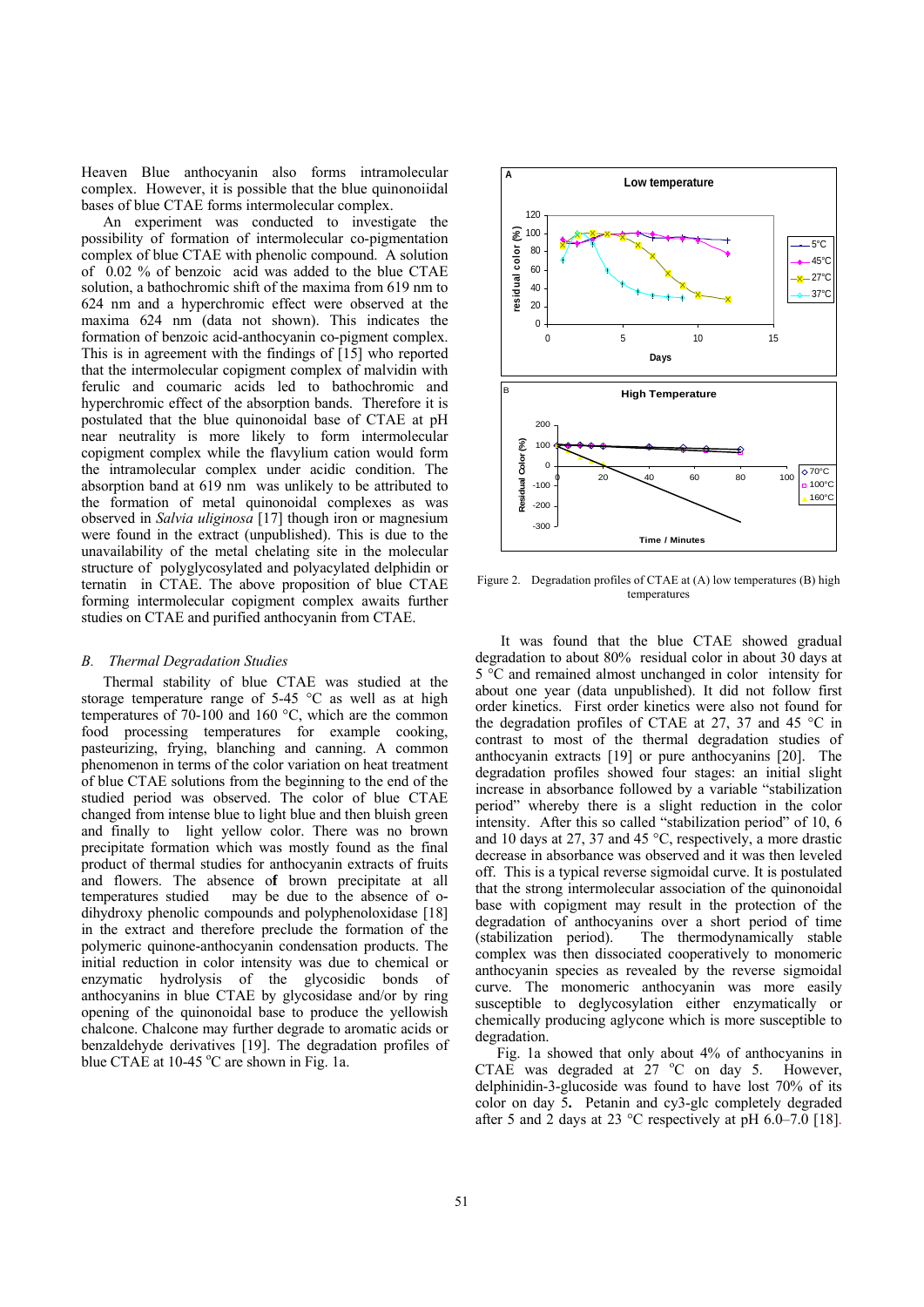Heaven Blue anthocyanin also forms intramolecular complex. However, it is possible that the blue quinonoiidal bases of blue CTAE forms intermolecular complex.

An experiment was conducted to investigate the possibility of formation of intermolecular co-pigmentation complex of blue CTAE with phenolic compound. A solution of 0.02 % of benzoic acid was added to the blue CTAE solution, a bathochromic shift of the maxima from 619 nm to 624 nm and a hyperchromic effect were observed at the maxima 624 nm (data not shown). This indicates the formation of benzoic acid-anthocyanin co-pigment complex. This is in agreement with the findings of [15] who reported that the intermolecular copigment complex of malvidin with ferulic and coumaric acids led to bathochromic and hyperchromic effect of the absorption bands. Therefore it is postulated that the blue quinonoidal base of CTAE at pH near neutrality is more likely to form intermolecular copigment complex while the flavylium cation would form the intramolecular complex under acidic condition. The absorption band at 619 nm was unlikely to be attributed to the formation of metal quinonoidal complexes as was observed in *Salvia uliginosa* [17] though iron or magnesium were found in the extract (unpublished). This is due to the unavailability of the metal chelating site in the molecular structure of polyglycosylated and polyacylated delphidin or ternatin in CTAE. The above proposition of blue CTAE forming intermolecular copigment complex awaits further studies on CTAE and purified anthocyanin from CTAE.

### *B. Thermal Degradation Studies*

Thermal stability of blue CTAE was studied at the storage temperature range of 5-45 °C as well as at high temperatures of 70-100 and 160 °C, which are the common food processing temperatures for example cooking, pasteurizing, frying, blanching and canning. A common phenomenon in terms of the color variation on heat treatment of blue CTAE solutions from the beginning to the end of the studied period was observed. The color of blue CTAE changed from intense blue to light blue and then bluish green and finally to light yellow color. There was no brown precipitate formation which was mostly found as the final product of thermal studies for anthocyanin extracts of fruits and flowers. The absence of brown precipitate at all temperatures studied may be due to the absence of o-dihydroxy phenolic compounds and polyphenoloxidase [18] in the extract and therefore preclude the formation of the polymeric quinone-anthocyanin condensation products. The initial reduction in color intensity was due to chemical or enzymatic hydrolysis of the glycosidic bonds of anthocyanins in blue CTAE by glycosidase and/or by ring opening of the quinonoidal base to produce the yellowish chalcone. Chalcone may further degrade to aromatic acids or benzaldehyde derivatives [19]. The degradation profiles of blue CTAE at 10-45 °C are shown in Fig. 1a.

Figure 2. Degradation profiles of CTAE at (A) low temperatures (B) high temperatures

It was found that the blue CTAE showed gradual degradation to about 80% residual color in about 30 days at 5 °C and remained almost unchanged in color intensity for about one year (data unpublished). It did not follow first order kinetics. First order kinetics were also not found for the degradation profiles of CTAE at 27, 37 and 45 °C in contrast to most of the thermal degradation studies of anthocyanin extracts [19] or pure anthocyanins [20]. The degradation profiles showed four stages: an initial slight increase in absorbance followed by a variable "stabilization period" whereby there is a slight reduction in the color intensity. After this so called "stabilization period" of 10, 6 and 10 days at 27, 37 and 45 °C, respectively, a more drastic decrease in absorbance was observed and it was then leveled off. This is a typical reverse sigmoidal curve. It is postulated that the strong intermolecular association of the quinonoidal base with copigment may result in the protection of the degradation of anthocyanins over a short period of time (stabilization period). The thermodynamically stable complex was then dissociated cooperatively to monomeric anthocyanin species as revealed by the reverse sigmoidal curve. The monomeric anthocyanin was more easily susceptible to deglycosylation either enzymatically or chemically producing aglycone which is more susceptible to degradation.

Fig. 1a showed that only about 4% of anthocyanins in CTAE was degraded at 27 °C on day 5. However, delphinidin-3-glucoside was found to have lost 70% of its color on day 5**.** Petanin and cy3-glc completely degraded after 5 and 2 days at 23 °C respectively at pH 6.0–7.0 [18].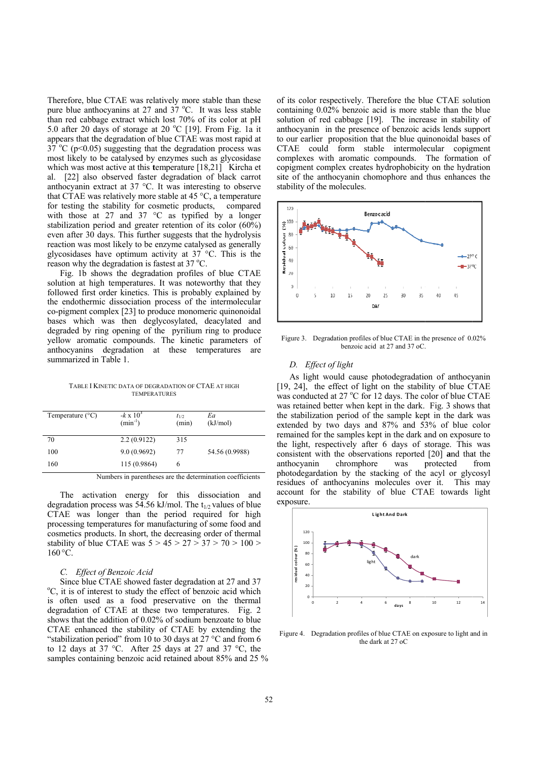Therefore, blue CTAE was relatively more stable than these pure blue anthocyanins at 27 and 37 °C. It was less stable than red cabbage extract which lost 70% of its color at pH 5.0 after 20 days of storage at 20 °C [19]. From Fig. 1a it appears that the degradation of blue CTAE was most rapid at 37 °C ($p<0.05$) suggesting that the degradation process was most likely to be catalysed by enzymes such as glycosidase which was most active at this temperature [18,21] Kircha et al. [22] also observed faster degradation of black carrot anthocyanin extract at 37 °C. It was interesting to observe that CTAE was relatively more stable at 45 °C, a temperature for testing the stability for cosmetic products, compared with those at 27 and 37 °C as typified by a longer stabilization period and greater retention of its color (60%) even after 30 days. This further suggests that the hydrolysis reaction was most likely to be enzyme catalysed as generally glycosidases have optimum activity at 37 °C. This is the reason why the degradation is fastest at 37 °C.

Fig. 1b shows the degradation profiles of blue CTAE solution at high temperatures. It was noteworthy that they followed first order kinetics. This is probably explained by the endothermic dissociation process of the intermolecular co-pigment complex [23] to produce monomeric quinonoidal bases which was then deglycosylated, deacylated and degraded by ring opening of the pyrilium ring to produce yellow aromatic compounds. The kinetic parameters of anthocyanins degradation at these temperatures are summarized in Table 1.

TABLE I KINETIC DATA OF DEGRADATION OF CTAE AT HIGH TEMPERATURES

| Temperature (°C) | $-k \times 10^3$ ($min^{-1}$) | $t_{1/2}$ (min) | $Ea$ (kJ/mol) |
|---|---|---|---|
| 70 | 2.2 (0.9122) | 315 | |
| 100 | 9.0 (0.9692) | 77 | 54.56 (0.9988) |
| 160 | 115 (0.9864) | 6 | |

Numbers in parentheses are the determination coefficients

The activation energy for this dissociation and degradation process was 54.56 kJ/mol. The $t_{1/2}$ values of blue CTAE was longer than the period required for high processing temperatures for manufacturing of some food and cosmetics products. In short, the decreasing order of thermal stability of blue CTAE was 5 > 45 > 27 > 37 > 70 > 100 > 160 °C.

### C. Effect of Benzoic Acid

Since blue CTAE showed faster degradation at 27 and 37 °C, it is of interest to study the effect of benzoic acid which is often used as a food preservative on the thermal degradation of CTAE at these two temperatures. Fig. 2 shows that the addition of 0.02% of sodium benzoate to blue CTAE enhanced the stability of CTAE by extending the "stabilization period" from 10 to 30 days at 27 °C and from 6 to 12 days at 37 °C. After 25 days at 27 and 37 °C, the samples containing benzoic acid retained about 85% and 25 % of its color respectively. Therefore the blue CTAE solution containing 0.02% benzoic acid is more stable than the blue solution of red cabbage [19]. The increase in stability of anthocyanin in the presence of benzoic acids lends support to our earlier proposition that the blue quinonoidal bases of CTAE could form stable intermolecular copigment complexes with aromatic compounds. The formation of copigment complex creates hydrophobicity on the hydration site of the anthocyanin chomophore and thus enhances the stability of the molecules.

Figure 3. Degradation profiles of blue CTAE in the presence of 0.02% benzoic acid at 27 and 37 oC.

### D. Effect of light

As light would cause photodegradation of anthocyanin [19, 24], the effect of light on the stability of blue CTAE was conducted at 27 °C for 12 days. The color of blue CTAE was retained better when kept in the dark. Fig. 3 shows that the stabilization period of the sample kept in the dark was extended by two days and 87% and 53% of blue color remained for the samples kept in the dark and on exposure to the light, respectively after 6 days of storage. This was consistent with the observations reported [20] and that the anthocyanin chromophore was protected from photodegardation by the stacking of the acyl or glycosyl residues of anthocyanins molecules over it. This may account for the stability of blue CTAE towards light exposure.

Figure 4. Degradation profiles of blue CTAE on exposure to light and in the dark at 27 oC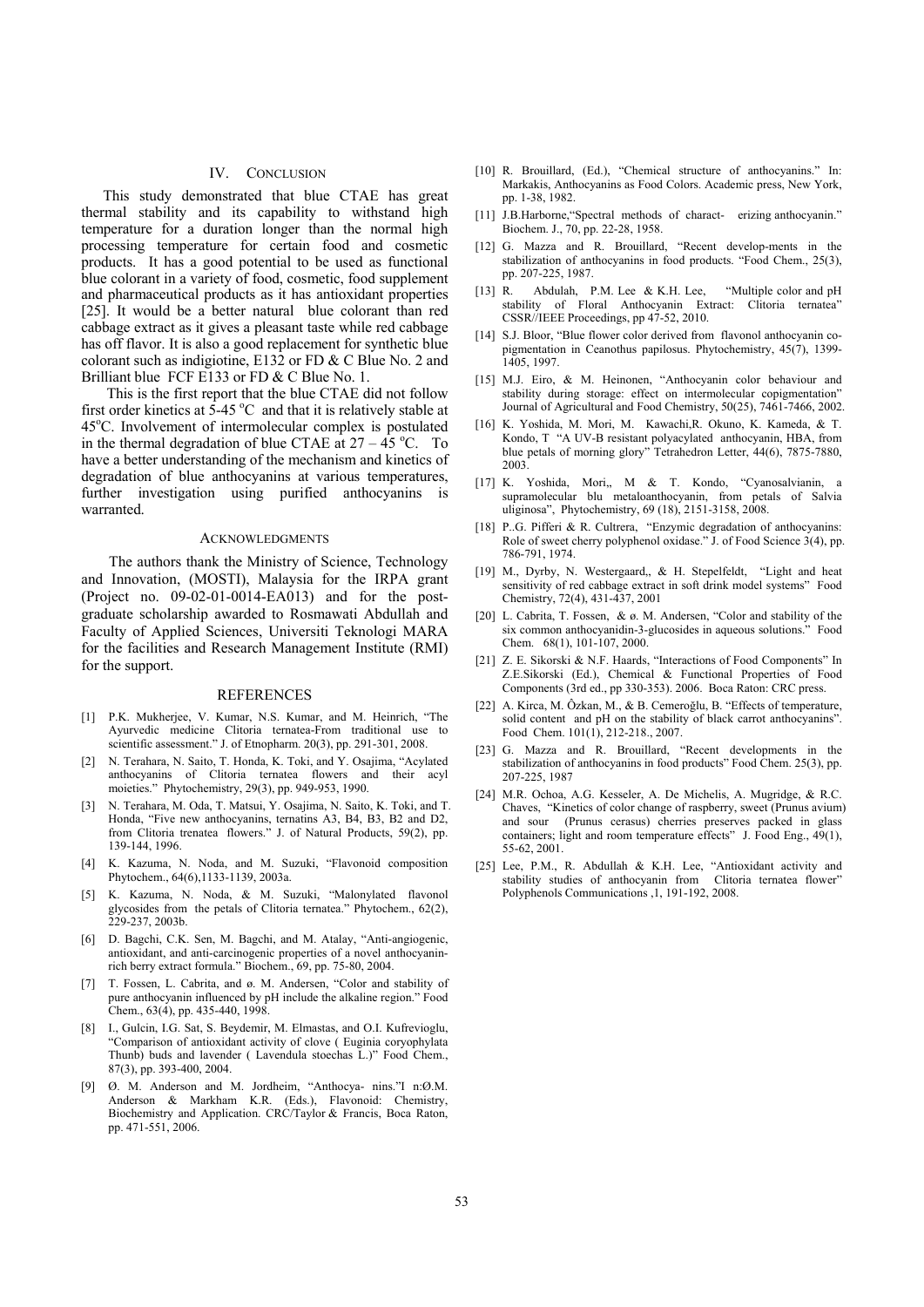## IV. CONCLUSION

This study demonstrated that blue CTAE has great thermal stability and its capability to withstand high temperature for a duration longer than the normal high processing temperature for certain food and cosmetic products. It has a good potential to be used as functional blue colorant in a variety of food, cosmetic, food supplement and pharmaceutical products as it has antioxidant properties [25]. It would be a better natural blue colorant than red cabbage extract as it gives a pleasant taste while red cabbage has off flavor. It is also a good replacement for synthetic blue colorant such as indigiotine, E132 or FD & C Blue No. 2 and Brilliant blue FCF E133 or FD & C Blue No. 1.

This is the first report that the blue CTAE did not follow first order kinetics at 5-45 $^{o}$C and that it is relatively stable at 45$^{o}$C. Involvement of intermolecular complex is postulated in the thermal degradation of blue CTAE at 27 – 45 $^{o}$C. To have a better understanding of the mechanism and kinetics of degradation of blue anthocyanins at various temperatures, further investigation using purified anthocyanins is warranted.

## ACKNOWLEDGMENTS

The authors thank the Ministry of Science, Technology and Innovation, (MOSTI), Malaysia for the IRPA grant (Project no. 09-02-01-0014-EA013) and for the post-graduate scholarship awarded to Rosmawati Abdullah and Faculty of Applied Sciences, Universiti Teknologi MARA for the facilities and Research Management Institute (RMI) for the support.

## REFERENCES

[1] P.K. Mukherjee, V. Kumar, N.S. Kumar, and M. Heinrich, "The Ayurvedic medicine Clitoria ternatea-From traditional use to scientific assessment." J. of Etnopharm. 20(3), pp. 291-301, 2008.

[2] N. Terahara, N. Saito, T. Honda, K. Toki, and Y. Osajima, "Acylated anthocyanins of Clitoria ternatea flowers and their acyl moieties." Phytochemistry, 29(3), pp. 949-953, 1990.

[3] N. Terahara, M. Oda, T. Matsui, Y. Osajima, N. Saito, K. Toki, and T. Honda, "Five new anthocyanins, ternatins A3, B4, B3, B2 and D2, from Clitoria trenatea flowers." J. of Natural Products, 59(2), pp. 139-144, 1996.

[4] K. Kazuma, N. Noda, and M. Suzuki, "Flavonoid composition Phytochem., 64(6),1133-1139, 2003a.

[5] K. Kazuma, N. Noda, & M. Suzuki, "Malonylated flavonol glycosides from the petals of Clitoria ternatea." Phytochem., 62(2), 229-237, 2003b.

[6] D. Bagchi, C.K. Sen, M. Bagchi, and M. Atalay, "Anti-angiogenic, antioxidant, and anti-carcinogenic properties of a novel anthocyanin-rich berry extract formula." Biochem., 69, pp. 75-80, 2004.

[7] T. Fossen, L. Cabrita, and ø. M. Andersen, "Color and stability of pure anthocyanin influenced by pH include the alkaline region." Food Chem., 63(4), pp. 435-440, 1998.

[8] I., Gulcin, I.G. Sat, S. Beydemir, M. Elmastas, and O.I. Kufrevioglu, "Comparison of antioxidant activity of clove ( Euginia coryophylata Thunb) buds and lavender ( Lavendula stoechas L.)" Food Chem., 87(3), pp. 393-400, 2004.

[9] Ø. M. Anderson and M. Jordheim, "Anthocya- nins."I n:Ø.M. Anderson & Markham K.R. (Eds.), Flavonoid: Chemistry, Biochemistry and Application. CRC/Taylor & Francis, Boca Raton, pp. 471-551, 2006.

[10] R. Brouillard, (Ed.), "Chemical structure of anthocyanins." In: Markakis, Anthocyanins as Food Colors. Academic press, New York, pp. 1-38, 1982.

[11] J.B.Harborne,"Spectral methods of charact- erizing anthocyanin." Biochem. J., 70, pp. 22-28, 1958.

[12] G. Mazza and R. Brouillard, "Recent develop-ments in the stabilization of anthocyanins in food products. "Food Chem., 25(3), pp. 207-225, 1987.

[13] R. Abdulah, P.M. Lee & K.H. Lee, "Multiple color and pH stability of Floral Anthocyanin Extract: Clitoria ternatea" CSSR//IEEE Proceedings, pp 47-52, 2010.

[14] S.J. Bloor, "Blue flower color derived from flavonol anthocyanin co-pigmentation in Ceanothus papilosus. Phytochemistry, 45(7), 1399-1405, 1997.

[15] M.J. Eiro, & M. Heinonen, "Anthocyanin color behaviour and stability during storage: effect on intermolecular copigmentation" Journal of Agricultural and Food Chemistry, 50(25), 7461-7466, 2002.

[16] K. Yoshida, M. Mori, M. Kawachi,R. Okuno, K. Kameda, & T. Kondo, T "A UV-B resistant polyacylated anthocyanin, HBA, from blue petals of morning glory" Tetrahedron Letter, 44(6), 7875-7880, 2003.

[17] K. Yoshida, Mori,, M & T. Kondo, "Cyanosalvianin, a supramolecular blu metaloanthocyanin, from petals of Salvia uliginosa", Phytochemistry, 69 (18), 2151-3158, 2008.

[18] P..G. Pifferi & R. Cultrera, "Enzymic degradation of anthocyanins: Role of sweet cherry polyphenol oxidase." J. of Food Science 3(4), pp. 786-791, 1974.

[19] M., Dyrby, N. Westergaard,, & H. Stepelfeldt, "Light and heat sensitivity of red cabbage extract in soft drink model systems" Food Chemistry, 72(4), 431-437, 2001

[20] L. Cabrita, T. Fossen, & ø. M. Andersen, "Color and stability of the six common anthocyanidin-3-glucosides in aqueous solutions." Food Chem. 68(1), 101-107, 2000.

[21] Z. E. Sikorski & N.F. Haards, "Interactions of Food Components" In Z.E.Sikorski (Ed.), Chemical & Functional Properties of Food Components (3rd ed., pp 330-353). 2006. Boca Raton: CRC press.

[22] A. Kirca, M. Ôzkan, M., & B. Cemeroğlu, B. "Effects of temperature, solid content and pH on the stability of black carrot anthocyanins". Food Chem. 101(1), 212-218., 2007.

[23] G. Mazza and R. Brouillard, "Recent developments in the stabilization of anthocyanins in food products" Food Chem. 25(3), pp. 207-225, 1987

[24] M.R. Ochoa, A.G. Kesseler, A. De Michelis, A. Mugridge, & R.C. Chaves, "Kinetics of color change of raspberry, sweet (Prunus avium) and sour (Prunus cerasus) cherries preserves packed in glass containers; light and room temperature effects" J. Food Eng., 49(1), 55-62, 2001.

[25] Lee, P.M., R. Abdullah & K.H. Lee, "Antioxidant activity and stability studies of anthocyanin from Clitoria ternatea flower" Polyphenols Communications ,1, 191-192, 2008.